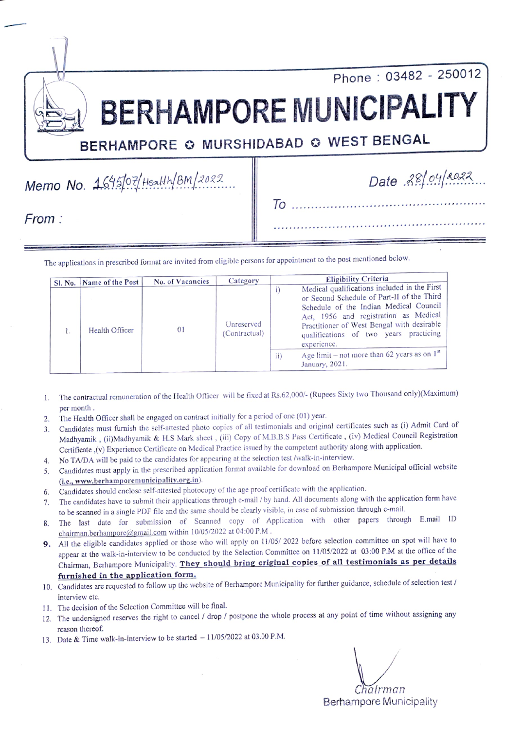Phone : 03482 - 250012

# BERHAMPORE MUNICIPALITY

## BERHAMPORE ✪ MURSHIDABAD ✪ WEST BENGAL

Memo No. 1645/07/Health/BM/2022

Date 28/04/2022

From :

To ..............................................

........................................................

The applications in prescribed format are invited from eligible persons for appointment to the post mentioned below.

| Sl. No. | Name of the Post | No. of Vacancies | Category | Eligibility Criteria | |
|---|---|---|---|---|---|
| 1. | Health Officer | 01 | Unreserved (Contractual) | i) | Medical qualifications included in the First or Second Schedule of Part-II of the Third Schedule of the Indian Medical Council Act, 1956 and registration as Medical Practitioner of West Bengal with desirable qualifications of two years practicing experience. |
| | | | | ii) | Age limit – not more than 62 years as on 1st January, 2021. |

1. The contractual remuneration of the Health Officer will be fixed at Rs.62,000/- (Rupees Sixty two Thousand only)(Maximum) per month .
2. The Health Officer shall be engaged on contract initially for a period of one (01) year.
3. Candidates must furnish the self-attested photo copies of all testimonials and original certificates such as (i) Admit Card of Madhyamik , (ii)Madhyamik & H.S Mark sheet , (iii) Copy of M.B.B.S Pass Certificate , (iv) Medical Council Registration Certificate ,(v) Experience Certificate on Medical Practice issued by the competent authority along with application.
4. No TA/DA will be paid to the candidates for appearing at the selection test /walk-in-interview.
5. Candidates must apply in the prescribed application format available for download on Berhampore Municipal official website (**i.e., www.berhamporemunicipality.org.in**).
6. Candidates should enclose self-attested photocopy of the age proof certificate with the application.
7. The candidates have to submit their applications through e-mail / by hand. All documents along with the application form have to be scanned in a single PDF file and the same should be clearly visible, in case of submission through e-mail.
8. The last date for submission of Scanned copy of Application with other papers through E.mail ID chairman.berhampore@gmail.com within 10/05/2022 at 04:00 P.M .
9. All the eligible candidates applied or those who will apply on 11/05/ 2022 before selection committee on spot will have to appear at the walk-in-interview to be conducted by the Selection Committee on 11/05/2022 at 03:00 P.M at the office of the Chairman, Berhampore Municipality. **They should bring original copies of all testimonials as per details furnished in the application form.**
10. Candidates are requested to follow up the website of Berhampore Municipality for further guidance, schedule of selection test / interview etc.
11. The decision of the Selection Committee will be final.
12. The undersigned reserves the right to cancel / drop / postpone the whole process at any point of time without assigning any reason thereof.
13. Date & Time walk-in-interview to be started – 11/05/2022 at 03.00 P.M.

Chairman
Berhampore Municipality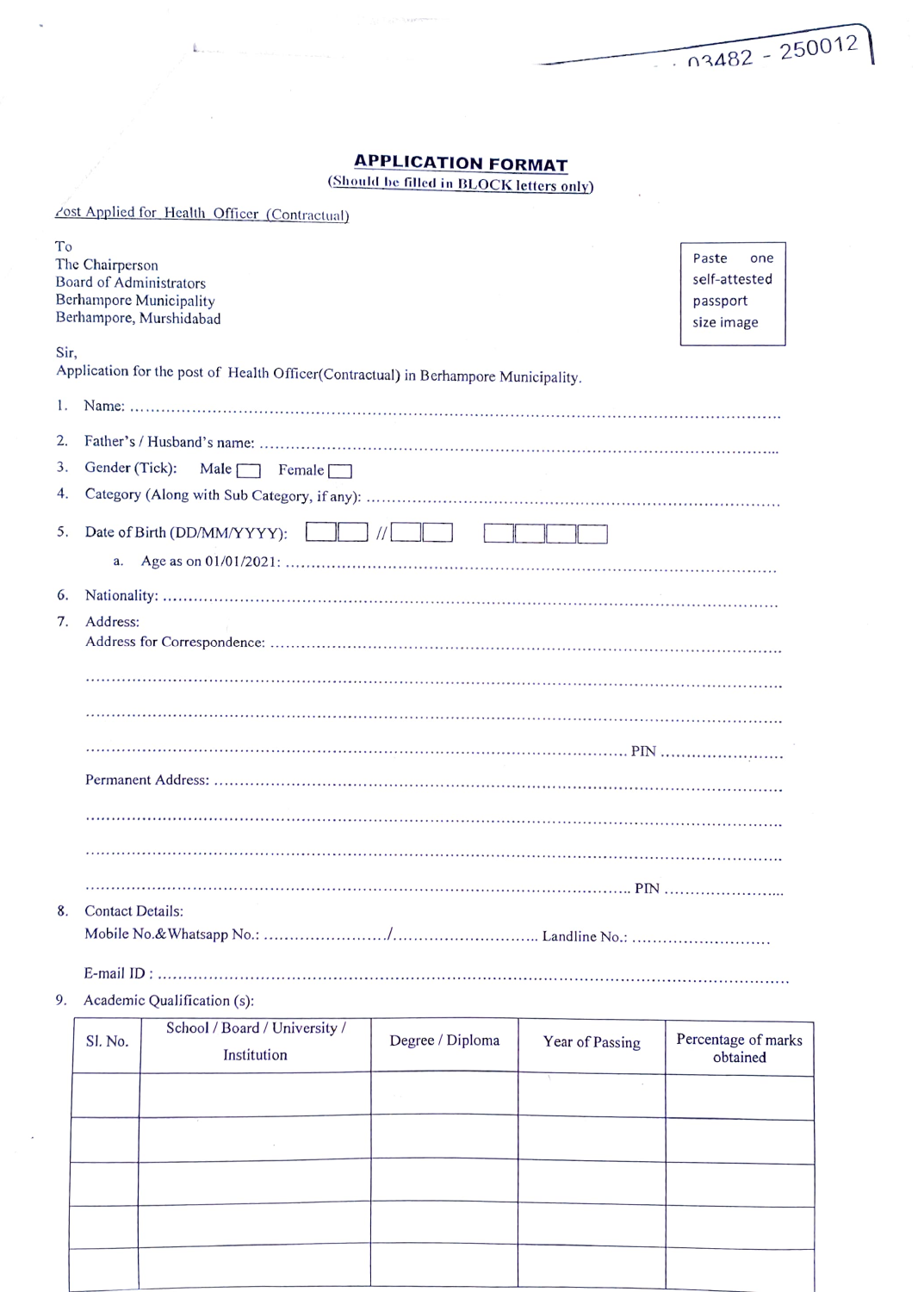03482 - 250012

## APPLICATION FORMAT

(Should be filled in BLOCK letters only)

Post Applied for Health Officer (Contractual)

To
The Chairperson
Board of Administrators
Berhampore Municipality
Berhampore, Murshidabad

Paste one self-attested passport size image

Sir,
Application for the post of Health Officer(Contractual) in Berhampore Municipality.

1. Name: ..........................................................................................................
2. Father's / Husband's name: ..........................................................................
3. Gender (Tick): Male ☐ Female ☐
4. Category (Along with Sub Category, if any): ..................................................
5. Date of Birth (DD/MM/YYYY): ☐☐ // ☐☐ ☐☐☐☐
   a. Age as on 01/01/2021: ..............................................................................
6. Nationality: ..................................................................................................
7. Address:
   Address for Correspondence: ..........................................................................
   ..........................................................................................................
   ..........................................................................................................
   .......................................................................................... PIN ....................
   Permanent Address: ..........................................................................
   ..........................................................................................................
   ..........................................................................................................
   .......................................................................................... PIN ....................
8. Contact Details:
   Mobile No.&Whatsapp No.: ......................./........................... Landline No.: ...........................
   E-mail ID : ..........................................................................................................
9. Academic Qualification (s):

| Sl. No. | School / Board / University / Institution | Degree / Diploma | Year of Passing | Percentage of marks obtained |
|---|---|---|---|---|
| | | | | |
| | | | | |
| | | | | |
| | | | | |
| | | | | |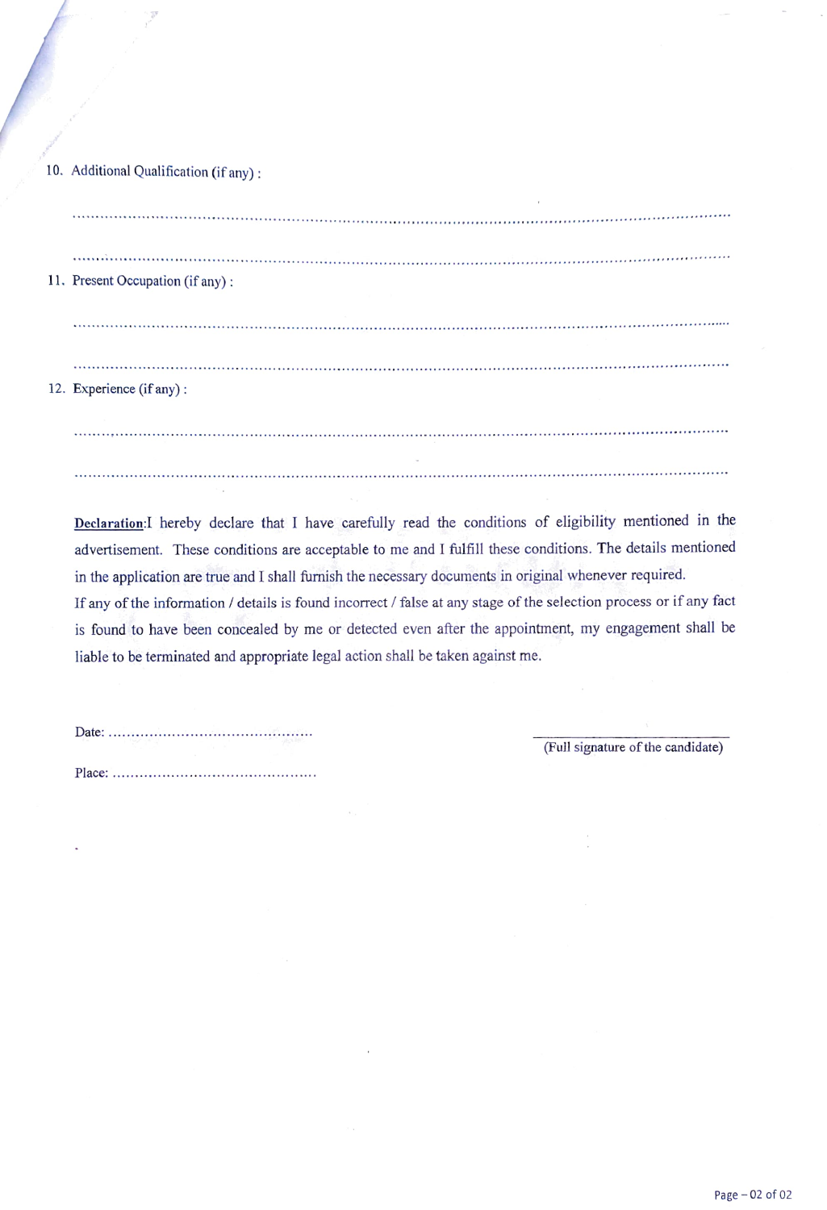10. Additional Qualification (if any) :

.............................................................................................................................................

.............................................................................................................................................

11. Present Occupation (if any) :

.............................................................................................................................................

.............................................................................................................................................

12. Experience (if any) :

.............................................................................................................................................

.............................................................................................................................................

**Declaration**:I hereby declare that I have carefully read the conditions of eligibility mentioned in the advertisement. These conditions are acceptable to me and I fulfill these conditions. The details mentioned in the application are true and I shall furnish the necessary documents in original whenever required.

If any of the information / details is found incorrect / false at any stage of the selection process or if any fact is found to have been concealed by me or detected even after the appointment, my engagement shall be liable to be terminated and appropriate legal action shall be taken against me.

Date: ..............................................

Place: ..............................................

(Full signature of the candidate)